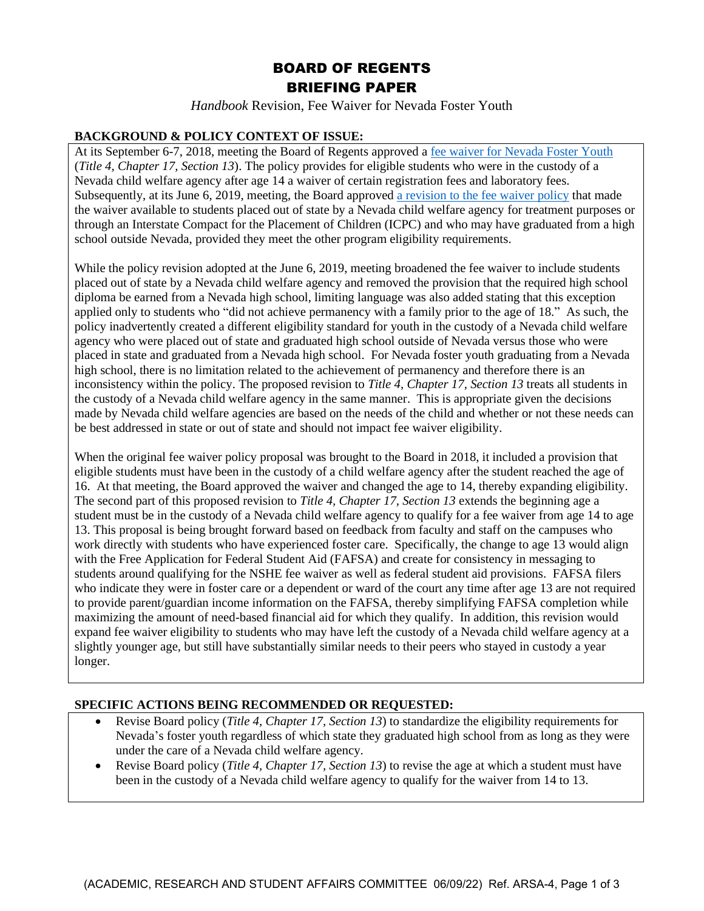# BOARD OF REGENTS
# BRIEFING PAPER

*Handbook* Revision, Fee Waiver for Nevada Foster Youth

## BACKGROUND & POLICY CONTEXT OF ISSUE:

At its September 6-7, 2018, meeting the Board of Regents approved a fee waiver for Nevada Foster Youth (*Title 4, Chapter 17, Section 13*). The policy provides for eligible students who were in the custody of a Nevada child welfare agency after age 14 a waiver of certain registration fees and laboratory fees. Subsequently, at its June 6, 2019, meeting, the Board approved a revision to the fee waiver policy that made the waiver available to students placed out of state by a Nevada child welfare agency for treatment purposes or through an Interstate Compact for the Placement of Children (ICPC) and who may have graduated from a high school outside Nevada, provided they meet the other program eligibility requirements.

While the policy revision adopted at the June 6, 2019, meeting broadened the fee waiver to include students placed out of state by a Nevada child welfare agency and removed the provision that the required high school diploma be earned from a Nevada high school, limiting language was also added stating that this exception applied only to students who "did not achieve permanency with a family prior to the age of 18." As such, the policy inadvertently created a different eligibility standard for youth in the custody of a Nevada child welfare agency who were placed out of state and graduated high school outside of Nevada versus those who were placed in state and graduated from a Nevada high school. For Nevada foster youth graduating from a Nevada high school, there is no limitation related to the achievement of permanency and therefore there is an inconsistency within the policy. The proposed revision to *Title 4, Chapter 17, Section 13* treats all students in the custody of a Nevada child welfare agency in the same manner. This is appropriate given the decisions made by Nevada child welfare agencies are based on the needs of the child and whether or not these needs can be best addressed in state or out of state and should not impact fee waiver eligibility.

When the original fee waiver policy proposal was brought to the Board in 2018, it included a provision that eligible students must have been in the custody of a child welfare agency after the student reached the age of 16. At that meeting, the Board approved the waiver and changed the age to 14, thereby expanding eligibility. The second part of this proposed revision to *Title 4, Chapter 17, Section 13* extends the beginning age a student must be in the custody of a Nevada child welfare agency to qualify for a fee waiver from age 14 to age 13. This proposal is being brought forward based on feedback from faculty and staff on the campuses who work directly with students who have experienced foster care. Specifically, the change to age 13 would align with the Free Application for Federal Student Aid (FAFSA) and create for consistency in messaging to students around qualifying for the NSHE fee waiver as well as federal student aid provisions. FAFSA filers who indicate they were in foster care or a dependent or ward of the court any time after age 13 are not required to provide parent/guardian income information on the FAFSA, thereby simplifying FAFSA completion while maximizing the amount of need-based financial aid for which they qualify. In addition, this revision would expand fee waiver eligibility to students who may have left the custody of a Nevada child welfare agency at a slightly younger age, but still have substantially similar needs to their peers who stayed in custody a year longer.

## SPECIFIC ACTIONS BEING RECOMMENDED OR REQUESTED:

- Revise Board policy (*Title 4, Chapter 17, Section 13*) to standardize the eligibility requirements for Nevada's foster youth regardless of which state they graduated high school from as long as they were under the care of a Nevada child welfare agency.
- Revise Board policy (*Title 4, Chapter 17, Section 13*) to revise the age at which a student must have been in the custody of a Nevada child welfare agency to qualify for the waiver from 14 to 13.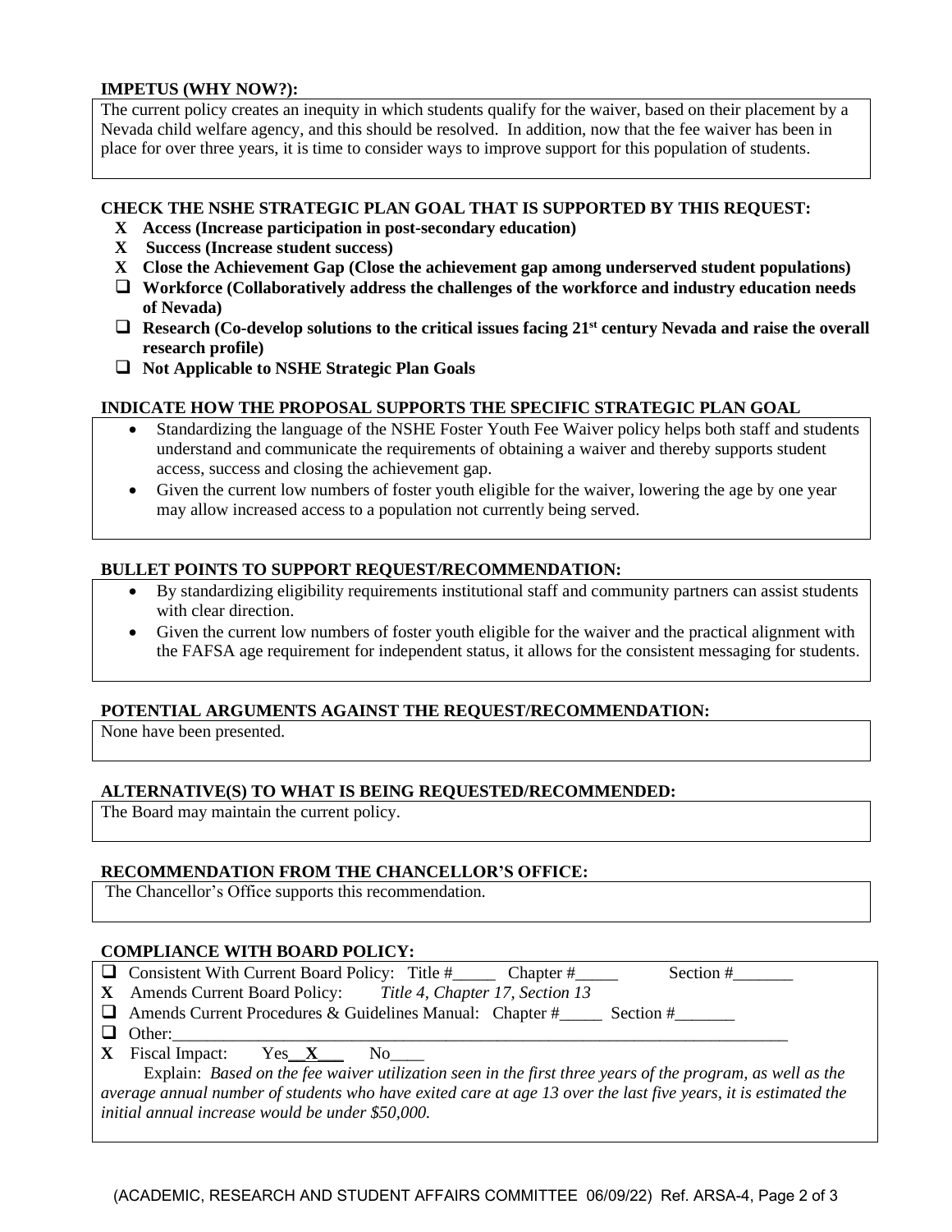**IMPETUS (WHY NOW?):**

The current policy creates an inequity in which students qualify for the waiver, based on their placement by a Nevada child welfare agency, and this should be resolved. In addition, now that the fee waiver has been in place for over three years, it is time to consider ways to improve support for this population of students.

**CHECK THE NSHE STRATEGIC PLAN GOAL THAT IS SUPPORTED BY THIS REQUEST:**

- **X Access (Increase participation in post-secondary education)**
- **X Success (Increase student success)**
- **X Close the Achievement Gap (Close the achievement gap among underserved student populations)**
- ☐ **Workforce (Collaboratively address the challenges of the workforce and industry education needs of Nevada)**
- ☐ **Research (Co-develop solutions to the critical issues facing 21st century Nevada and raise the overall research profile)**
- ☐ **Not Applicable to NSHE Strategic Plan Goals**

**INDICATE HOW THE PROPOSAL SUPPORTS THE SPECIFIC STRATEGIC PLAN GOAL**

- Standardizing the language of the NSHE Foster Youth Fee Waiver policy helps both staff and students understand and communicate the requirements of obtaining a waiver and thereby supports student access, success and closing the achievement gap.
- Given the current low numbers of foster youth eligible for the waiver, lowering the age by one year may allow increased access to a population not currently being served.

**BULLET POINTS TO SUPPORT REQUEST/RECOMMENDATION:**

- By standardizing eligibility requirements institutional staff and community partners can assist students with clear direction.
- Given the current low numbers of foster youth eligible for the waiver and the practical alignment with the FAFSA age requirement for independent status, it allows for the consistent messaging for students.

**POTENTIAL ARGUMENTS AGAINST THE REQUEST/RECOMMENDATION:**

None have been presented.

**ALTERNATIVE(S) TO WHAT IS BEING REQUESTED/RECOMMENDED:**

The Board may maintain the current policy.

**RECOMMENDATION FROM THE CHANCELLOR'S OFFICE:**

The Chancellor's Office supports this recommendation.

**COMPLIANCE WITH BOARD POLICY:**

- ☐ Consistent With Current Board Policy: Title #\_\_\_\_\_ Chapter #\_\_\_\_\_ Section #\_\_\_\_\_\_\_
- **X** Amends Current Board Policy: *Title 4, Chapter 17, Section 13*
- ☐ Amends Current Procedures & Guidelines Manual: Chapter #\_\_\_\_\_ Section #\_\_\_\_\_\_\_
- ☐ Other:\_\_\_\_\_\_\_\_\_\_\_\_\_\_\_\_\_\_\_\_\_\_\_\_\_\_\_\_\_\_\_\_\_\_\_\_\_\_\_\_\_\_\_\_\_\_\_\_\_\_\_\_\_\_\_\_\_\_\_\_\_\_\_\_\_\_\_\_\_\_\_\_\_\_
- **X** Fiscal Impact: Yes\_\_**X**\_\_\_ No\_\_\_\_

Explain: *Based on the fee waiver utilization seen in the first three years of the program, as well as the average annual number of students who have exited care at age 13 over the last five years, it is estimated the initial annual increase would be under $50,000.*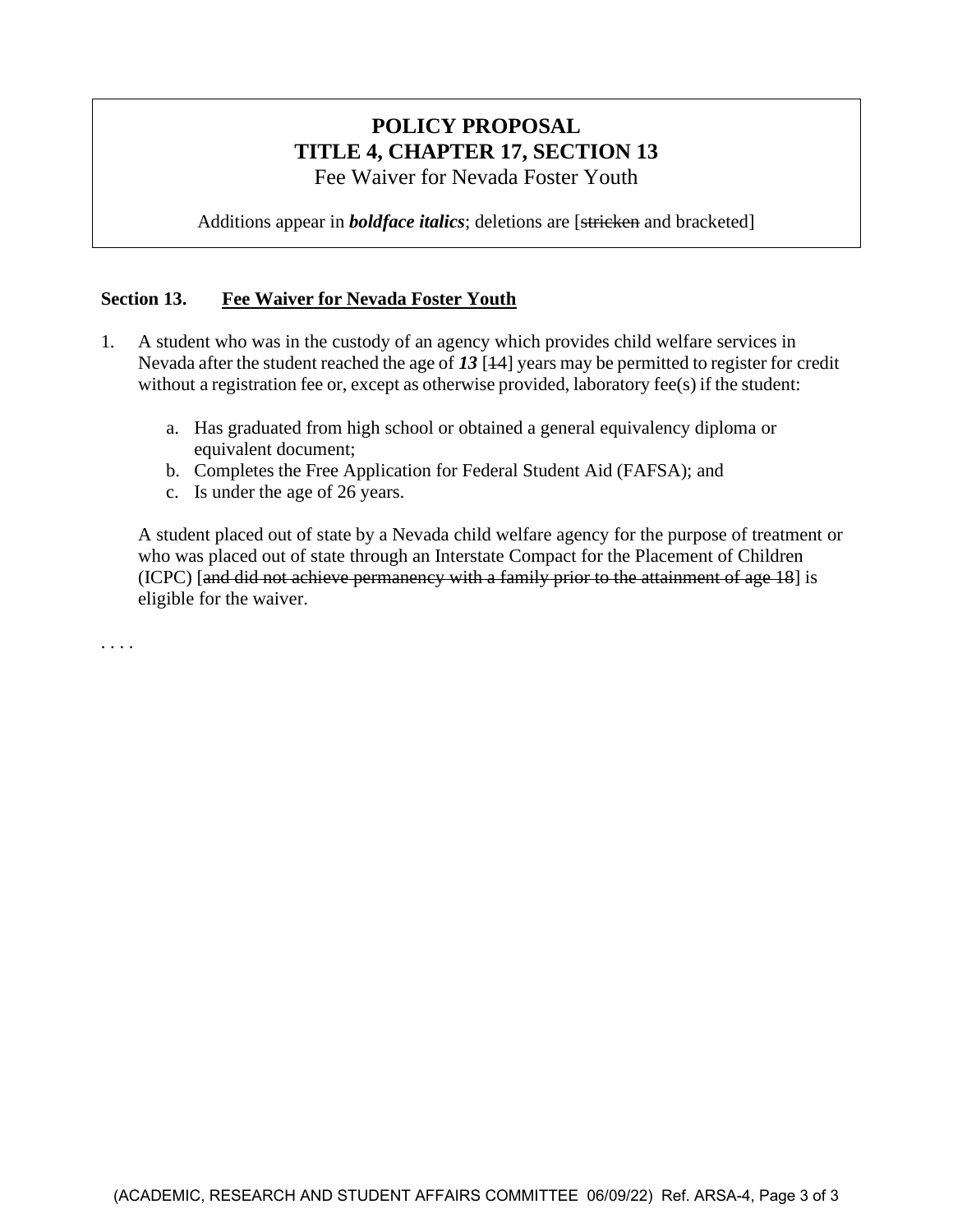# POLICY PROPOSAL
# TITLE 4, CHAPTER 17, SECTION 13
Fee Waiver for Nevada Foster Youth

Additions appear in ***boldface italics***; deletions are [~~stricken~~ and bracketed]

**Section 13.** **Fee Waiver for Nevada Foster Youth**

1. A student who was in the custody of an agency which provides child welfare services in Nevada after the student reached the age of ***13*** [~~14~~] years may be permitted to register for credit without a registration fee or, except as otherwise provided, laboratory fee(s) if the student:

   a. Has graduated from high school or obtained a general equivalency diploma or equivalent document;
   b. Completes the Free Application for Federal Student Aid (FAFSA); and
   c. Is under the age of 26 years.

   A student placed out of state by a Nevada child welfare agency for the purpose of treatment or who was placed out of state through an Interstate Compact for the Placement of Children (ICPC) [~~and did not achieve permanency with a family prior to the attainment of age 18~~] is eligible for the waiver.

. . . .